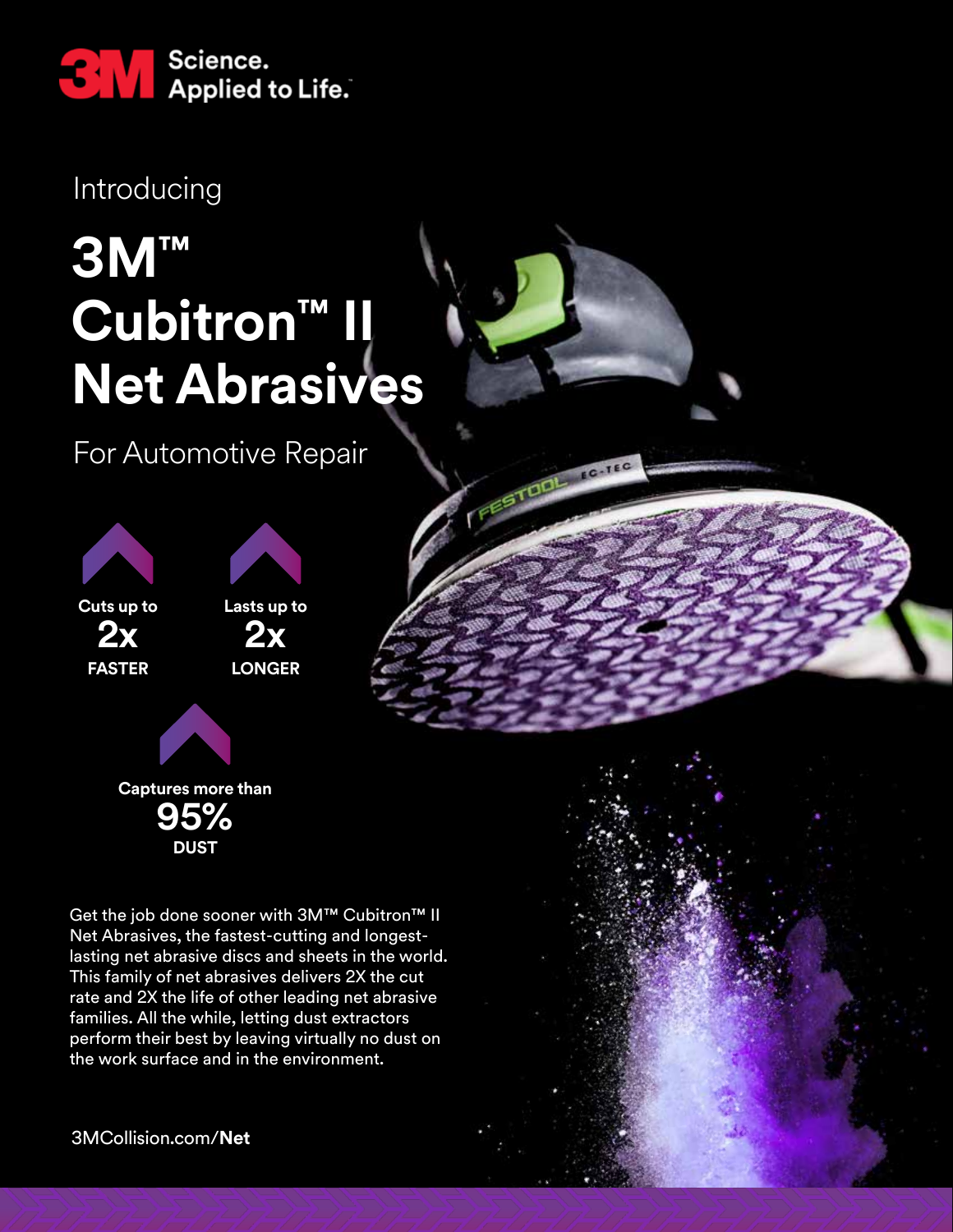3M Science. Applied to Life.™

Introducing

# 3M™ Cubitron™ II Net Abrasives

For Automotive Repair

**Cuts up to 2x FASTER**

**Lasts up to 2x LONGER**

**Captures more than 95% DUST**

Get the job done sooner with 3M™ Cubitron™ II Net Abrasives, the fastest-cutting and longest-lasting net abrasive discs and sheets in the world. This family of net abrasives delivers 2X the cut rate and 2X the life of other leading net abrasive families. All the while, letting dust extractors perform their best by leaving virtually no dust on the work surface and in the environment.

3MCollision.com/**Net**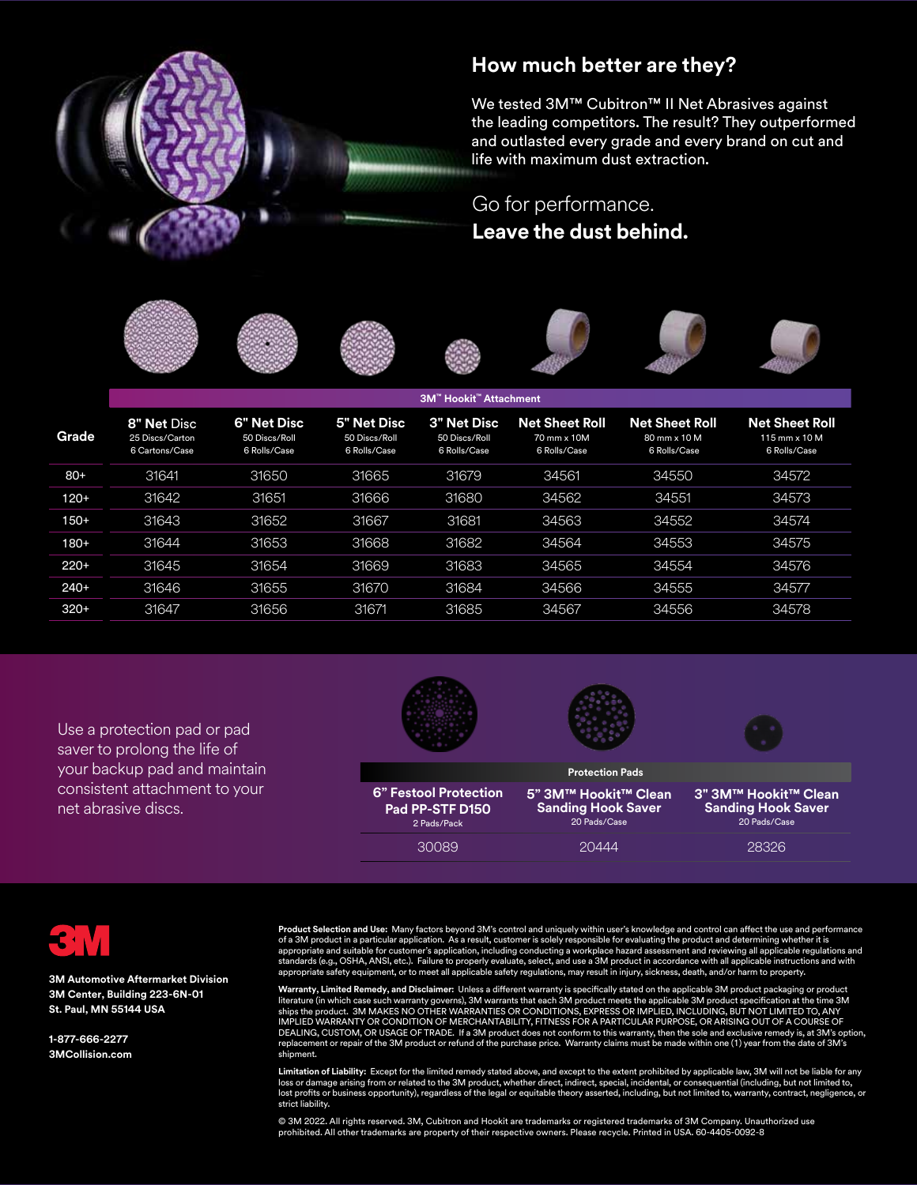## How much better are they?

We tested 3M™ Cubitron™ II Net Abrasives against the leading competitors. The result? They outperformed and outlasted every grade and every brand on cut and life with maximum dust extraction.

Go for performance.
**Leave the dust behind.**

| | 3M™ Hookit™ Attachment | | | | | | |
|---|---|---|---|---|---|---|---|
| **Grade** | **8" Net Disc** 25 Discs/Carton 6 Cartons/Case | **6" Net Disc** 50 Discs/Roll 6 Rolls/Case | **5" Net Disc** 50 Discs/Roll 6 Rolls/Case | **3" Net Disc** 50 Discs/Roll 6 Rolls/Case | **Net Sheet Roll** 70 mm x 10M 6 Rolls/Case | **Net Sheet Roll** 80 mm x 10 M 6 Rolls/Case | **Net Sheet Roll** 115 mm x 10 M 6 Rolls/Case |
| 80+ | 31641 | 31650 | 31665 | 31679 | 34561 | 34550 | 34572 |
| 120+ | 31642 | 31651 | 31666 | 31680 | 34562 | 34551 | 34573 |
| 150+ | 31643 | 31652 | 31667 | 31681 | 34563 | 34552 | 34574 |
| 180+ | 31644 | 31653 | 31668 | 31682 | 34564 | 34553 | 34575 |
| 220+ | 31645 | 31654 | 31669 | 31683 | 34565 | 34554 | 34576 |
| 240+ | 31646 | 31655 | 31670 | 31684 | 34566 | 34555 | 34577 |
| 320+ | 31647 | 31656 | 31671 | 31685 | 34567 | 34556 | 34578 |

Use a protection pad or pad saver to prolong the life of your backup pad and maintain consistent attachment to your net abrasive discs.

| Protection Pads | | |
|---|---|---|
| **6" Festool Protection Pad PP-STF D150** 2 Pads/Pack | **5" 3M™ Hookit™ Clean Sanding Hook Saver** 20 Pads/Case | **3" 3M™ Hookit™ Clean Sanding Hook Saver** 20 Pads/Case |
| 30089 | 20444 | 28326 |

**3M Automotive Aftermarket Division**
**3M Center, Building 223-6N-01**
**St. Paul, MN 55144 USA**

**1-877-666-2277**
**3MCollision.com**

**Product Selection and Use:** Many factors beyond 3M's control and uniquely within user's knowledge and control can affect the use and performance of a 3M product in a particular application. As a result, customer is solely responsible for evaluating the product and determining whether it is appropriate and suitable for customer's application, including conducting a workplace hazard assessment and reviewing all applicable regulations and standards (e.g., OSHA, ANSI, etc.). Failure to properly evaluate, select, and use a 3M product in accordance with all applicable instructions and with appropriate safety equipment, or to meet all applicable safety regulations, may result in injury, sickness, death, and/or harm to property.

**Warranty, Limited Remedy, and Disclaimer:** Unless a different warranty is specifically stated on the applicable 3M product packaging or product literature (in which case such warranty governs), 3M warrants that each 3M product meets the applicable 3M product specification at the time 3M ships the product. 3M MAKES NO OTHER WARRANTIES OR CONDITIONS, EXPRESS OR IMPLIED, INCLUDING, BUT NOT LIMITED TO, ANY IMPLIED WARRANTY OR CONDITION OF MERCHANTABILITY, FITNESS FOR A PARTICULAR PURPOSE, OR ARISING OUT OF A COURSE OF DEALING, CUSTOM, OR USAGE OF TRADE. If a 3M product does not conform to this warranty, then the sole and exclusive remedy is, at 3M's option, replacement or repair of the 3M product or refund of the purchase price. Warranty claims must be made within one (1) year from the date of 3M's shipment.

**Limitation of Liability:** Except for the limited remedy stated above, and except to the extent prohibited by applicable law, 3M will not be liable for any loss or damage arising from or related to the 3M product, whether direct, indirect, special, incidental, or consequential (including, but not limited to, lost profits or business opportunity), regardless of the legal or equitable theory asserted, including, but not limited to, warranty, contract, negligence, or strict liability.

© 3M 2022. All rights reserved. 3M, Cubitron and Hookit are trademarks or registered trademarks of 3M Company. Unauthorized use prohibited. All other trademarks are property of their respective owners. Please recycle. Printed in USA. 60-4405-0092-8